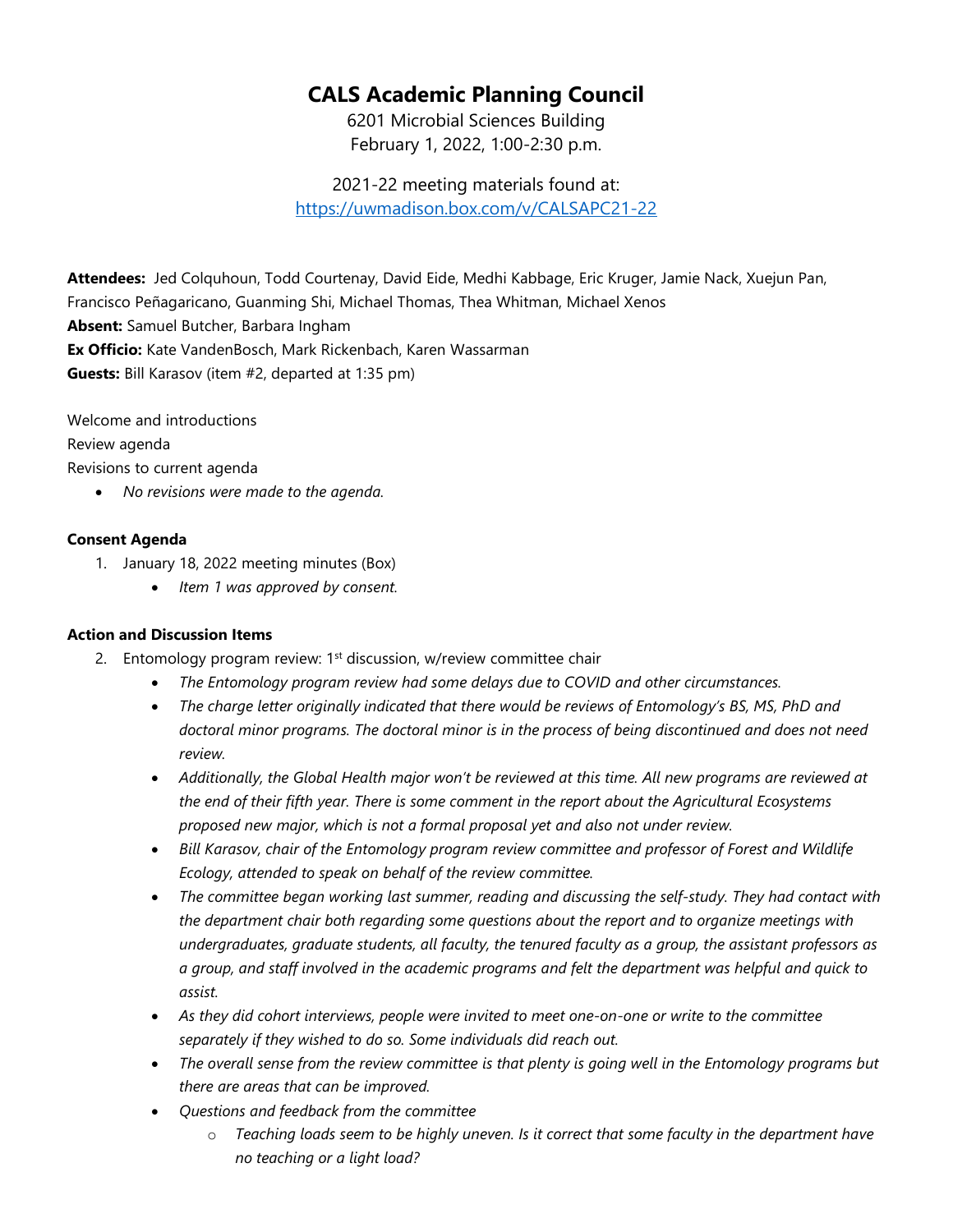# CALS Academic Planning Council

6201 Microbial Sciences Building
February 1, 2022, 1:00-2:30 p.m.

2021-22 meeting materials found at:
https://uwmadison.box.com/v/CALSAPC21-22

**Attendees:** Jed Colquhoun, Todd Courtenay, David Eide, Medhi Kabbage, Eric Kruger, Jamie Nack, Xuejun Pan, Francisco Peñagaricano, Guanming Shi, Michael Thomas, Thea Whitman, Michael Xenos
**Absent:** Samuel Butcher, Barbara Ingham
**Ex Officio:** Kate VandenBosch, Mark Rickenbach, Karen Wassarman
**Guests:** Bill Karasov (item #2, departed at 1:35 pm)

Welcome and introductions
Review agenda
Revisions to current agenda

- *No revisions were made to the agenda.*

**Consent Agenda**

1. January 18, 2022 meeting minutes (Box)
   - *Item 1 was approved by consent.*

**Action and Discussion Items**

2. Entomology program review: 1st discussion, w/review committee chair
   - *The Entomology program review had some delays due to COVID and other circumstances.*
   - *The charge letter originally indicated that there would be reviews of Entomology's BS, MS, PhD and doctoral minor programs. The doctoral minor is in the process of being discontinued and does not need review.*
   - *Additionally, the Global Health major won't be reviewed at this time. All new programs are reviewed at the end of their fifth year. There is some comment in the report about the Agricultural Ecosystems proposed new major, which is not a formal proposal yet and also not under review.*
   - *Bill Karasov, chair of the Entomology program review committee and professor of Forest and Wildlife Ecology, attended to speak on behalf of the review committee.*
   - *The committee began working last summer, reading and discussing the self-study. They had contact with the department chair both regarding some questions about the report and to organize meetings with undergraduates, graduate students, all faculty, the tenured faculty as a group, the assistant professors as a group, and staff involved in the academic programs and felt the department was helpful and quick to assist.*
   - *As they did cohort interviews, people were invited to meet one-on-one or write to the committee separately if they wished to do so. Some individuals did reach out.*
   - *The overall sense from the review committee is that plenty is going well in the Entomology programs but there are areas that can be improved.*
   - *Questions and feedback from the committee*
     - *Teaching loads seem to be highly uneven. Is it correct that some faculty in the department have no teaching or a light load?*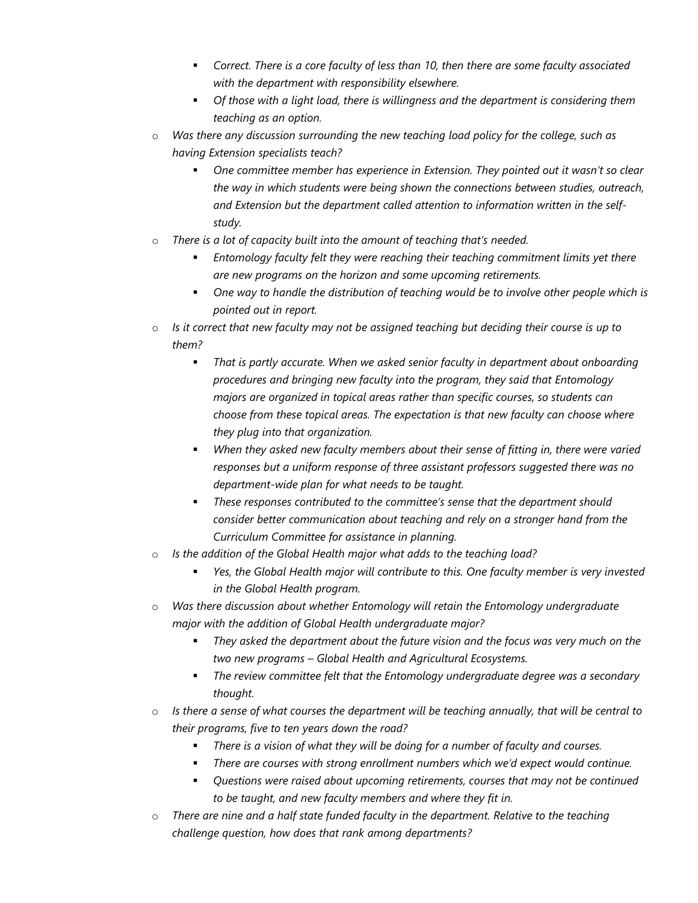- *Correct. There is a core faculty of less than 10, then there are some faculty associated with the department with responsibility elsewhere.*
        - *Of those with a light load, there is willingness and the department is considering them teaching as an option.*
    - *Was there any discussion surrounding the new teaching load policy for the college, such as having Extension specialists teach?*
        - *One committee member has experience in Extension. They pointed out it wasn't so clear the way in which students were being shown the connections between studies, outreach, and Extension but the department called attention to information written in the self-study.*
    - *There is a lot of capacity built into the amount of teaching that's needed.*
        - *Entomology faculty felt they were reaching their teaching commitment limits yet there are new programs on the horizon and some upcoming retirements.*
        - *One way to handle the distribution of teaching would be to involve other people which is pointed out in report.*
    - *Is it correct that new faculty may not be assigned teaching but deciding their course is up to them?*
        - *That is partly accurate. When we asked senior faculty in department about onboarding procedures and bringing new faculty into the program, they said that Entomology majors are organized in topical areas rather than specific courses, so students can choose from these topical areas. The expectation is that new faculty can choose where they plug into that organization.*
        - *When they asked new faculty members about their sense of fitting in, there were varied responses but a uniform response of three assistant professors suggested there was no department-wide plan for what needs to be taught.*
        - *These responses contributed to the committee's sense that the department should consider better communication about teaching and rely on a stronger hand from the Curriculum Committee for assistance in planning.*
    - *Is the addition of the Global Health major what adds to the teaching load?*
        - *Yes, the Global Health major will contribute to this. One faculty member is very invested in the Global Health program.*
    - *Was there discussion about whether Entomology will retain the Entomology undergraduate major with the addition of Global Health undergraduate major?*
        - *They asked the department about the future vision and the focus was very much on the two new programs – Global Health and Agricultural Ecosystems.*
        - *The review committee felt that the Entomology undergraduate degree was a secondary thought.*
    - *Is there a sense of what courses the department will be teaching annually, that will be central to their programs, five to ten years down the road?*
        - *There is a vision of what they will be doing for a number of faculty and courses.*
        - *There are courses with strong enrollment numbers which we'd expect would continue.*
        - *Questions were raised about upcoming retirements, courses that may not be continued to be taught, and new faculty members and where they fit in.*
    - *There are nine and a half state funded faculty in the department. Relative to the teaching challenge question, how does that rank among departments?*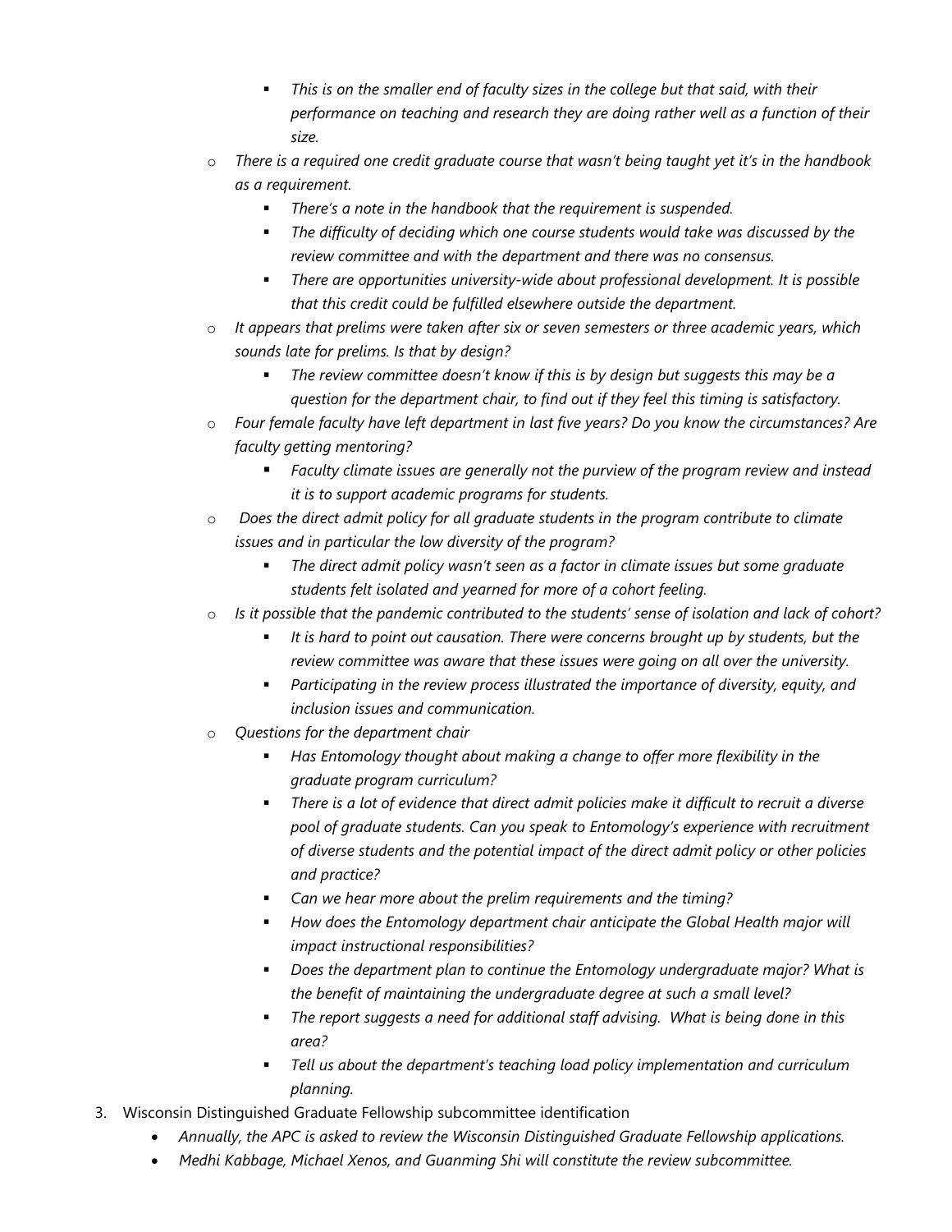- *This is on the smaller end of faculty sizes in the college but that said, with their performance on teaching and research they are doing rather well as a function of their size.*
    - *There is a required one credit graduate course that wasn't being taught yet it's in the handbook as a requirement.*
        - *There's a note in the handbook that the requirement is suspended.*
        - *The difficulty of deciding which one course students would take was discussed by the review committee and with the department and there was no consensus.*
        - *There are opportunities university-wide about professional development. It is possible that this credit could be fulfilled elsewhere outside the department.*
    - *It appears that prelims were taken after six or seven semesters or three academic years, which sounds late for prelims. Is that by design?*
        - *The review committee doesn't know if this is by design but suggests this may be a question for the department chair, to find out if they feel this timing is satisfactory.*
    - *Four female faculty have left department in last five years? Do you know the circumstances? Are faculty getting mentoring?*
        - *Faculty climate issues are generally not the purview of the program review and instead it is to support academic programs for students.*
    - *Does the direct admit policy for all graduate students in the program contribute to climate issues and in particular the low diversity of the program?*
        - *The direct admit policy wasn't seen as a factor in climate issues but some graduate students felt isolated and yearned for more of a cohort feeling.*
    - *Is it possible that the pandemic contributed to the students' sense of isolation and lack of cohort?*
        - *It is hard to point out causation. There were concerns brought up by students, but the review committee was aware that these issues were going on all over the university.*
        - *Participating in the review process illustrated the importance of diversity, equity, and inclusion issues and communication.*
    - *Questions for the department chair*
        - *Has Entomology thought about making a change to offer more flexibility in the graduate program curriculum?*
        - *There is a lot of evidence that direct admit policies make it difficult to recruit a diverse pool of graduate students. Can you speak to Entomology's experience with recruitment of diverse students and the potential impact of the direct admit policy or other policies and practice?*
        - *Can we hear more about the prelim requirements and the timing?*
        - *How does the Entomology department chair anticipate the Global Health major will impact instructional responsibilities?*
        - *Does the department plan to continue the Entomology undergraduate major? What is the benefit of maintaining the undergraduate degree at such a small level?*
        - *The report suggests a need for additional staff advising. What is being done in this area?*
        - *Tell us about the department's teaching load policy implementation and curriculum planning.*

3. Wisconsin Distinguished Graduate Fellowship subcommittee identification
    - *Annually, the APC is asked to review the Wisconsin Distinguished Graduate Fellowship applications.*
    - *Medhi Kabbage, Michael Xenos, and Guanming Shi will constitute the review subcommittee.*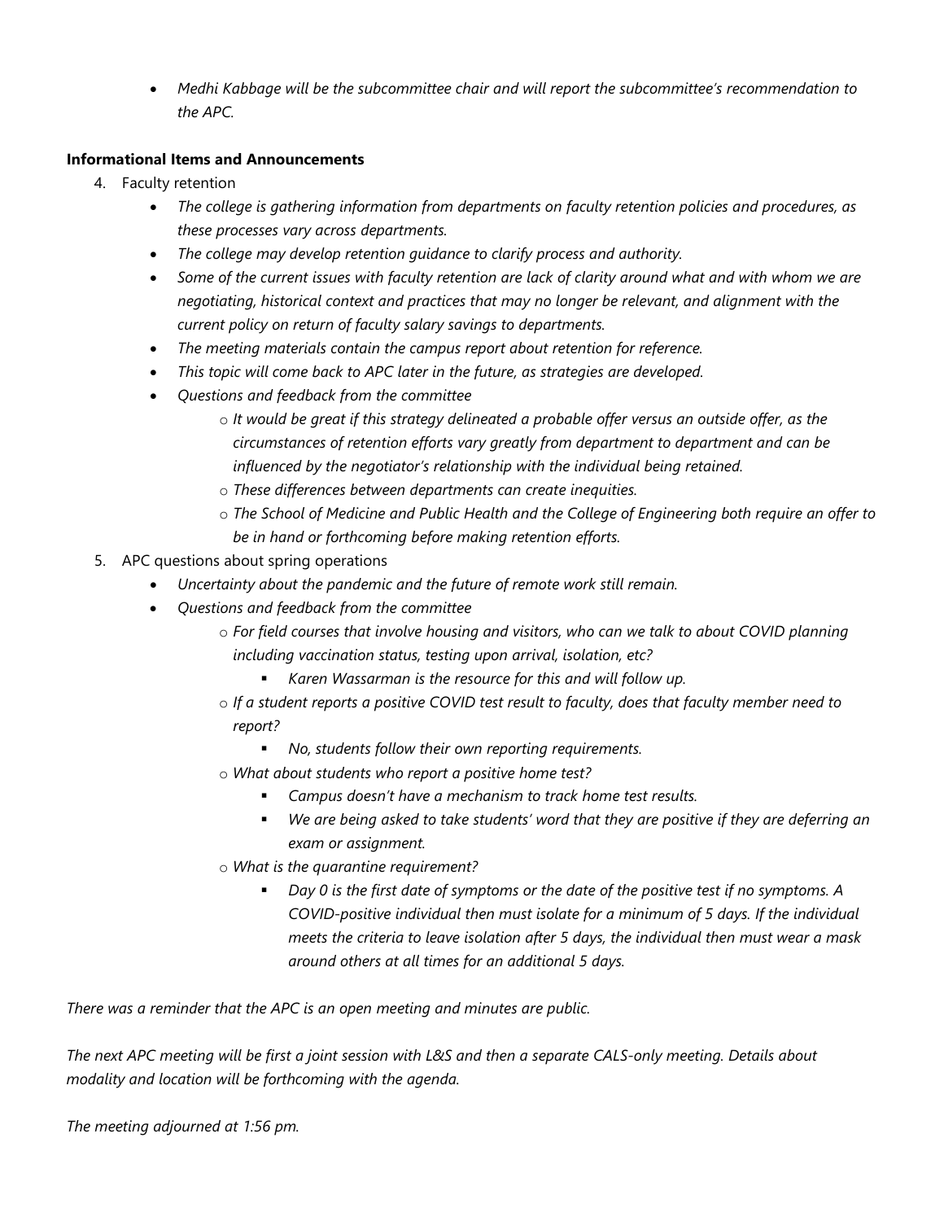- *Medhi Kabbage will be the subcommittee chair and will report the subcommittee's recommendation to the APC.*

**Informational Items and Announcements**

4. Faculty retention
    - *The college is gathering information from departments on faculty retention policies and procedures, as these processes vary across departments.*
    - *The college may develop retention guidance to clarify process and authority.*
    - *Some of the current issues with faculty retention are lack of clarity around what and with whom we are negotiating, historical context and practices that may no longer be relevant, and alignment with the current policy on return of faculty salary savings to departments.*
    - *The meeting materials contain the campus report about retention for reference.*
    - *This topic will come back to APC later in the future, as strategies are developed.*
    - *Questions and feedback from the committee*
        - *It would be great if this strategy delineated a probable offer versus an outside offer, as the circumstances of retention efforts vary greatly from department to department and can be influenced by the negotiator's relationship with the individual being retained.*
        - *These differences between departments can create inequities.*
        - *The School of Medicine and Public Health and the College of Engineering both require an offer to be in hand or forthcoming before making retention efforts.*
5. APC questions about spring operations
    - *Uncertainty about the pandemic and the future of remote work still remain.*
    - *Questions and feedback from the committee*
        - *For field courses that involve housing and visitors, who can we talk to about COVID planning including vaccination status, testing upon arrival, isolation, etc?*
            - *Karen Wassarman is the resource for this and will follow up.*
        - *If a student reports a positive COVID test result to faculty, does that faculty member need to report?*
            - *No, students follow their own reporting requirements.*
        - *What about students who report a positive home test?*
            - *Campus doesn't have a mechanism to track home test results.*
            - *We are being asked to take students' word that they are positive if they are deferring an exam or assignment.*
        - *What is the quarantine requirement?*
            - *Day 0 is the first date of symptoms or the date of the positive test if no symptoms. A COVID-positive individual then must isolate for a minimum of 5 days. If the individual meets the criteria to leave isolation after 5 days, the individual then must wear a mask around others at all times for an additional 5 days.*

*There was a reminder that the APC is an open meeting and minutes are public.*

*The next APC meeting will be first a joint session with L&S and then a separate CALS-only meeting. Details about modality and location will be forthcoming with the agenda.*

*The meeting adjourned at 1:56 pm.*